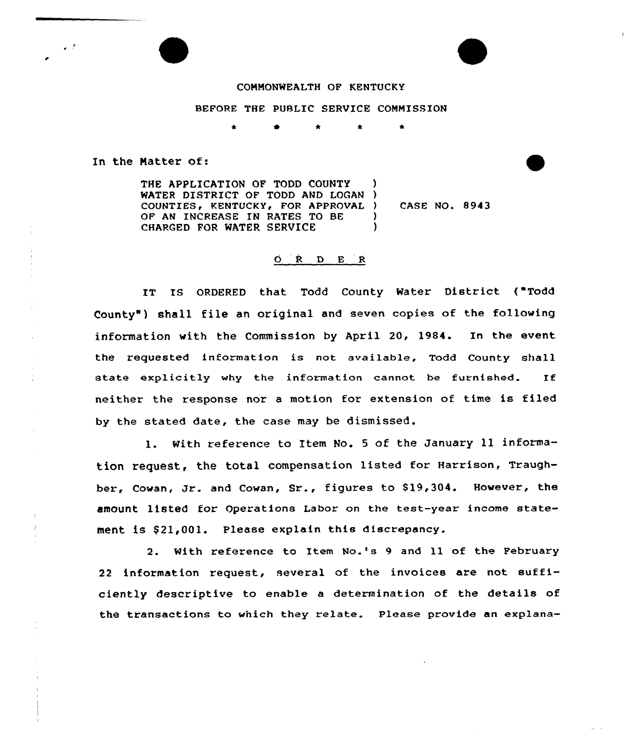COMMONWEALTH OF KENTUCKY

BEFORE THE PUBLIC SERVICE COMMISSION

\* \* \* \* \*

In the Matter of:

| | | |
|---|---|---|
| THE APPLICATION OF TODD COUNTY WATER DISTRICT OF TODD AND LOGAN COUNTIES, KENTUCKY, FOR APPROVAL OF AN INCREASE IN RATES TO BE CHARGED FOR WATER SERVICE | ) | CASE NO. 8943 |

O R D E R

IT IS ORDERED that Todd County Water District ("Todd County") shall file an original and seven copies of the following information with the Commission by April 20, 1984. In the event the requested information is not available, Todd County shall state explicitly why the information cannot be furnished. If neither the response nor a motion for extension of time is filed by the stated date, the case may be dismissed.

1. With reference to Item No. 5 of the January 11 information request, the total compensation listed for Harrison, Traughber, Cowan, Jr. and Cowan, Sr., figures to $19,304. However, the amount listed for Operations Labor on the test-year income statement is $21,001. Please explain this discrepancy.

2. With reference to Item No.'s 9 and 11 of the February 22 information request, several of the invoices are not sufficiently descriptive to enable a determination of the details of the transactions to which they relate. Please provide an explana-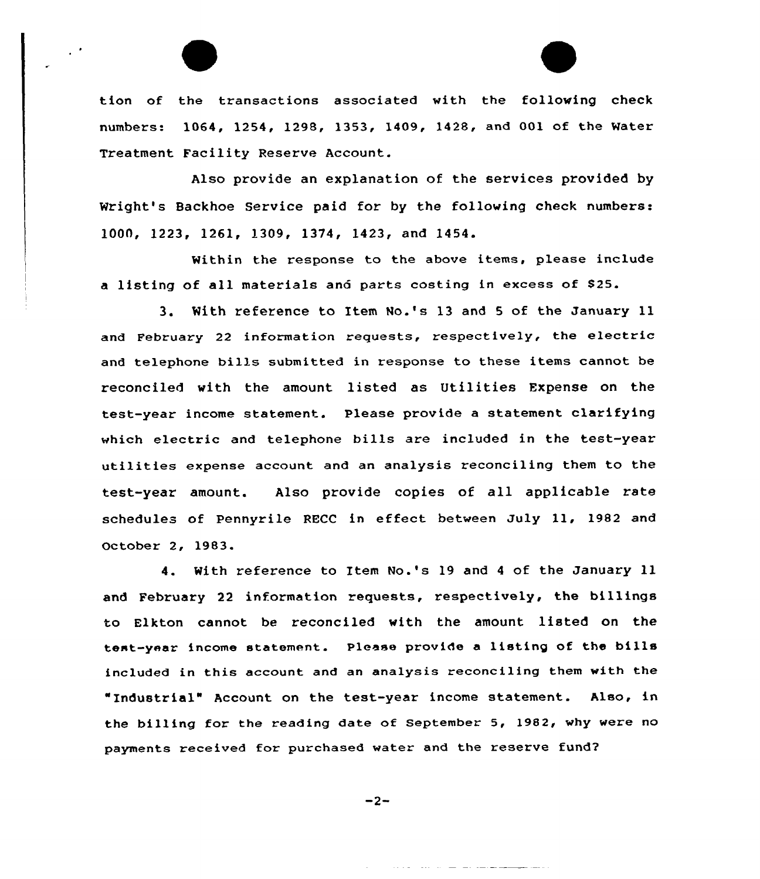tion of the transactions associated with the following check numbers: 1064, 1254, 1298, 1353, 1409, 1428, and 001 of the Water Treatment Facility Reserve Account.

Also provide an explanation of the services provided by Wright's Backhoe Service paid for by the following check numbers: 1000, 1223, 1261, 1309, 1374, 1423, and 1454.

Within the response to the above items, please include a listing of all materials and parts costing in excess of $25.

3. With reference to Item No.'s 13 and 5 of the January 11 and February 22 information requests, respectively, the electric and telephone bills submitted in response to these items cannot be reconciled with the amount listed as Utilities Expense on the test-year income statement. Please provide a statement clarifying which electric and telephone bills are included in the test-year utilities expense account and an analysis reconciling them to the test-year amount. Also provide copies of all applicable rate schedules of Pennyrile RECC in effect between July 11, 1982 and October 2, 1983.

4. With reference to Item No.'s 19 and 4 of the January 11 and February 22 information requests, respectively, the billings to Elkton cannot be reconciled with the amount listed on the test-year income statement. Please provide a listing of the bills included in this account and an analysis reconciling them with the "Industrial" Account on the test-year income statement. Also, in the billing for the reading date of September 5, 1982, why were no payments received for purchased water and the reserve fund?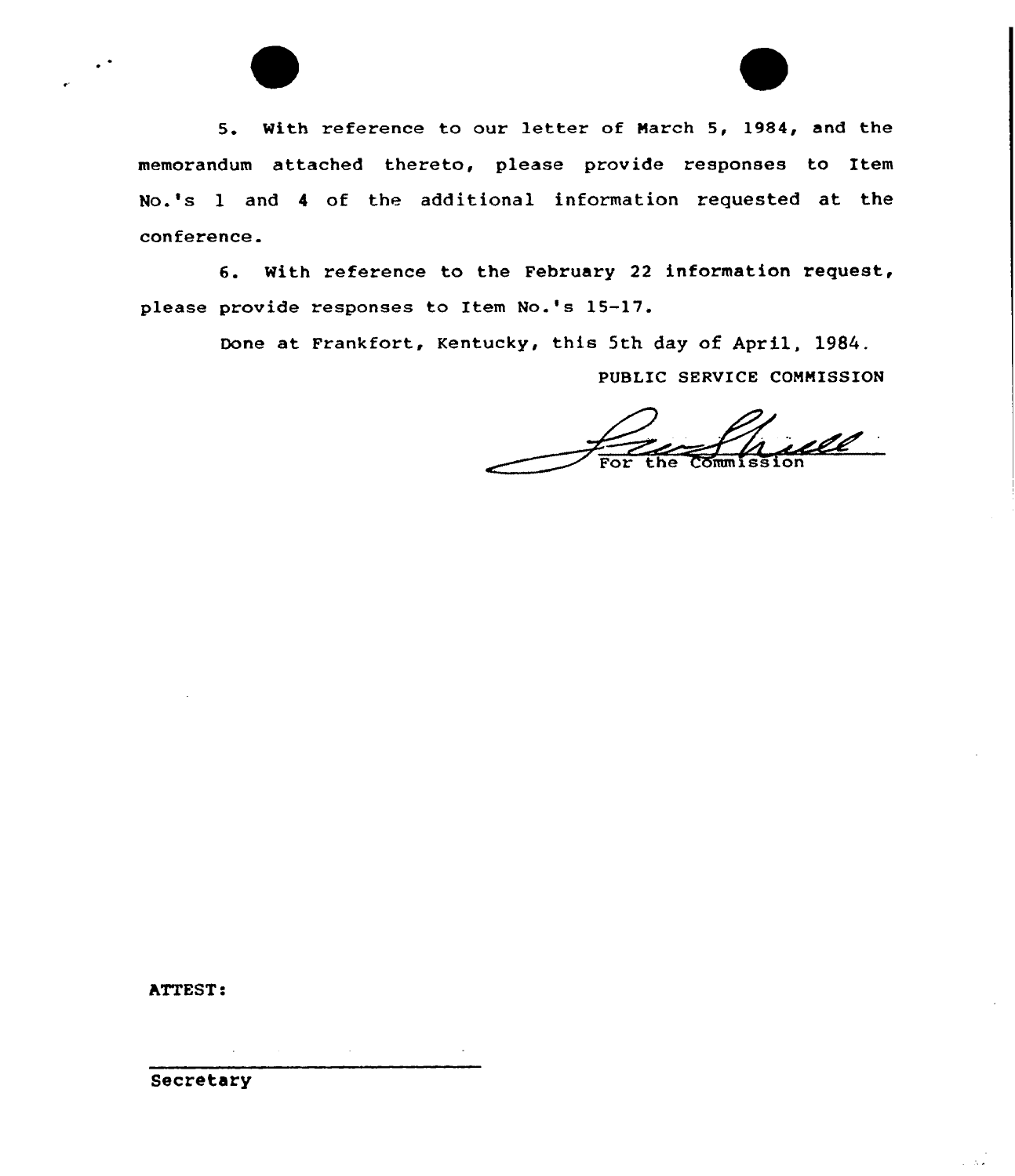5. With reference to our letter of March 5, 1984, and the memorandum attached thereto, please provide responses to Item No.'s 1 and 4 of the additional information requested at the conference.

6. With reference to the February 22 information request, please provide responses to Item No.'s 15-17.

Done at Frankfort, Kentucky, this 5th day of April, 1984.

PUBLIC SERVICE COMMISSION

For the Commission

ATTEST:

Secretary